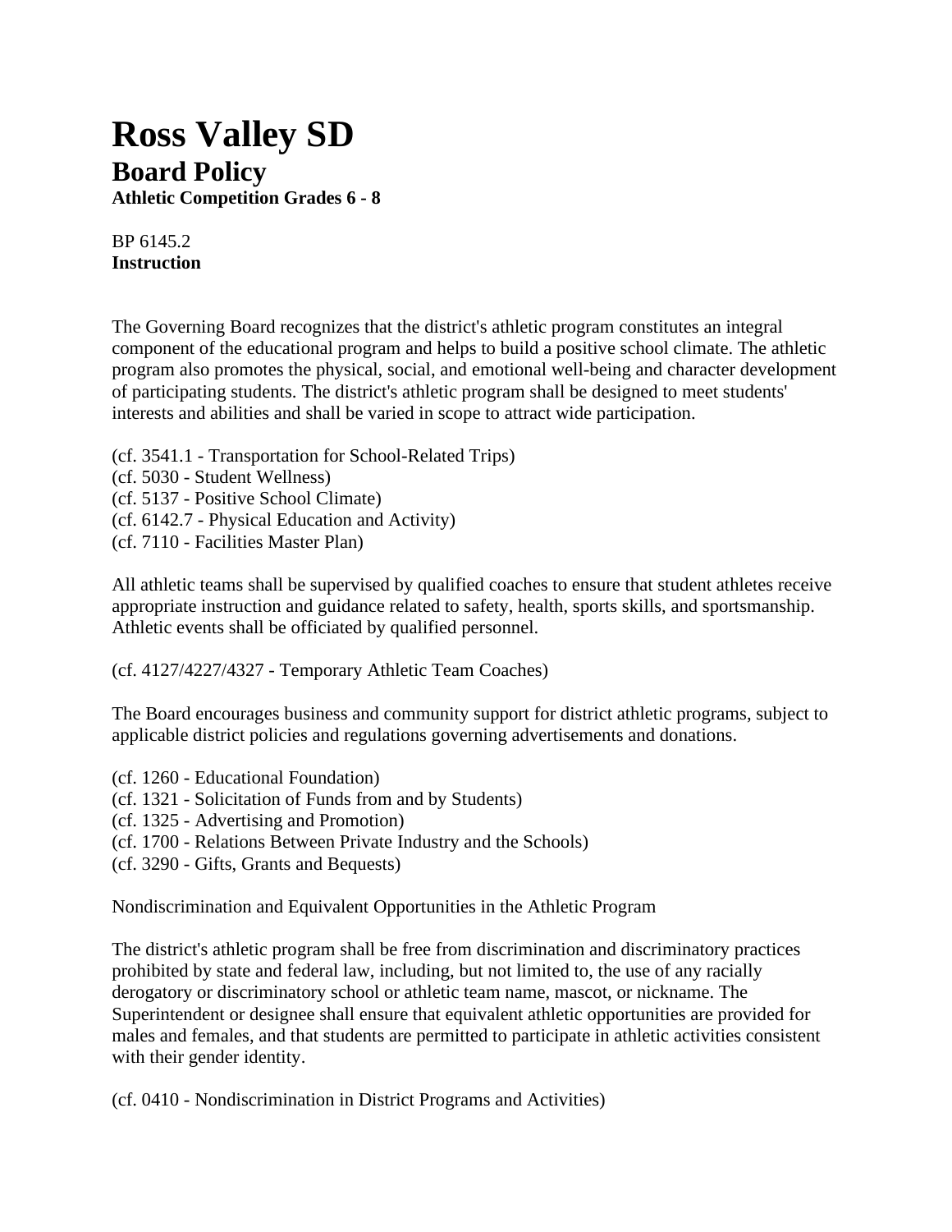# Ross Valley SD

## Board Policy

**Athletic Competition Grades 6 - 8**

BP 6145.2
**Instruction**

The Governing Board recognizes that the district's athletic program constitutes an integral component of the educational program and helps to build a positive school climate. The athletic program also promotes the physical, social, and emotional well-being and character development of participating students. The district's athletic program shall be designed to meet students' interests and abilities and shall be varied in scope to attract wide participation.

(cf. 3541.1 - Transportation for School-Related Trips)
(cf. 5030 - Student Wellness)
(cf. 5137 - Positive School Climate)
(cf. 6142.7 - Physical Education and Activity)
(cf. 7110 - Facilities Master Plan)

All athletic teams shall be supervised by qualified coaches to ensure that student athletes receive appropriate instruction and guidance related to safety, health, sports skills, and sportsmanship. Athletic events shall be officiated by qualified personnel.

(cf. 4127/4227/4327 - Temporary Athletic Team Coaches)

The Board encourages business and community support for district athletic programs, subject to applicable district policies and regulations governing advertisements and donations.

(cf. 1260 - Educational Foundation)
(cf. 1321 - Solicitation of Funds from and by Students)
(cf. 1325 - Advertising and Promotion)
(cf. 1700 - Relations Between Private Industry and the Schools)
(cf. 3290 - Gifts, Grants and Bequests)

Nondiscrimination and Equivalent Opportunities in the Athletic Program

The district's athletic program shall be free from discrimination and discriminatory practices prohibited by state and federal law, including, but not limited to, the use of any racially derogatory or discriminatory school or athletic team name, mascot, or nickname. The Superintendent or designee shall ensure that equivalent athletic opportunities are provided for males and females, and that students are permitted to participate in athletic activities consistent with their gender identity.

(cf. 0410 - Nondiscrimination in District Programs and Activities)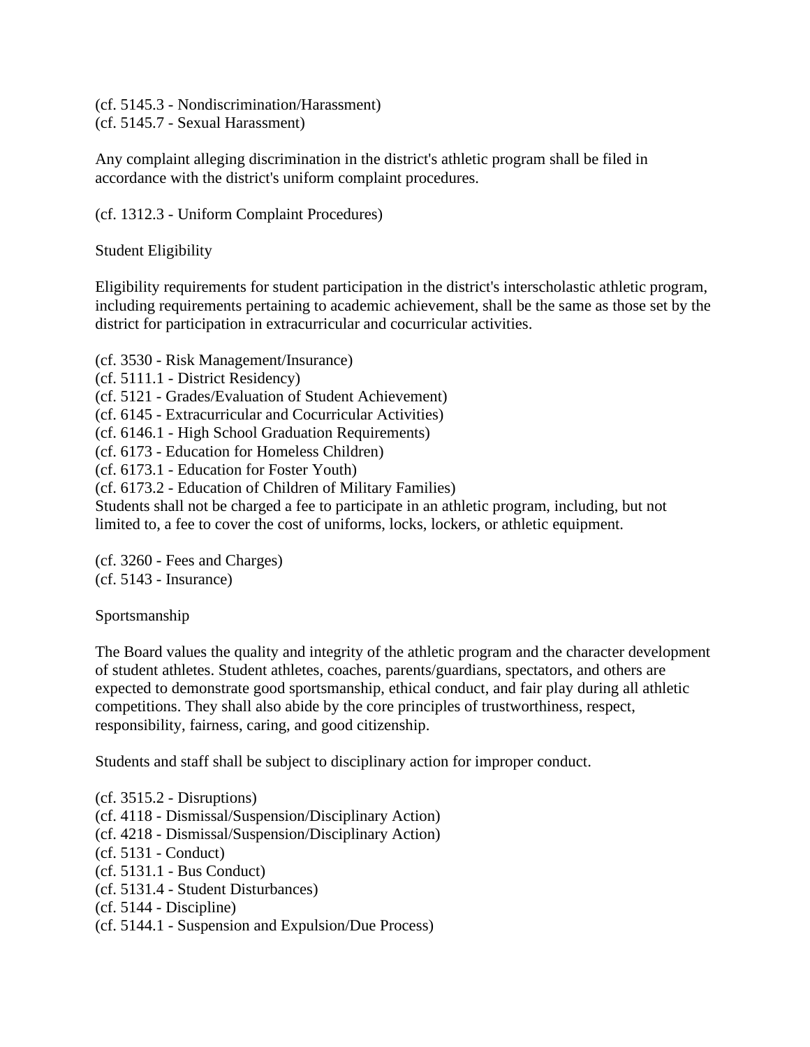(cf. 5145.3 - Nondiscrimination/Harassment)
(cf. 5145.7 - Sexual Harassment)

Any complaint alleging discrimination in the district's athletic program shall be filed in accordance with the district's uniform complaint procedures.

(cf. 1312.3 - Uniform Complaint Procedures)

Student Eligibility

Eligibility requirements for student participation in the district's interscholastic athletic program, including requirements pertaining to academic achievement, shall be the same as those set by the district for participation in extracurricular and cocurricular activities.

(cf. 3530 - Risk Management/Insurance)
(cf. 5111.1 - District Residency)
(cf. 5121 - Grades/Evaluation of Student Achievement)
(cf. 6145 - Extracurricular and Cocurricular Activities)
(cf. 6146.1 - High School Graduation Requirements)
(cf. 6173 - Education for Homeless Children)
(cf. 6173.1 - Education for Foster Youth)
(cf. 6173.2 - Education of Children of Military Families)
Students shall not be charged a fee to participate in an athletic program, including, but not limited to, a fee to cover the cost of uniforms, locks, lockers, or athletic equipment.

(cf. 3260 - Fees and Charges)
(cf. 5143 - Insurance)

Sportsmanship

The Board values the quality and integrity of the athletic program and the character development of student athletes. Student athletes, coaches, parents/guardians, spectators, and others are expected to demonstrate good sportsmanship, ethical conduct, and fair play during all athletic competitions. They shall also abide by the core principles of trustworthiness, respect, responsibility, fairness, caring, and good citizenship.

Students and staff shall be subject to disciplinary action for improper conduct.

(cf. 3515.2 - Disruptions)
(cf. 4118 - Dismissal/Suspension/Disciplinary Action)
(cf. 4218 - Dismissal/Suspension/Disciplinary Action)
(cf. 5131 - Conduct)
(cf. 5131.1 - Bus Conduct)
(cf. 5131.4 - Student Disturbances)
(cf. 5144 - Discipline)
(cf. 5144.1 - Suspension and Expulsion/Due Process)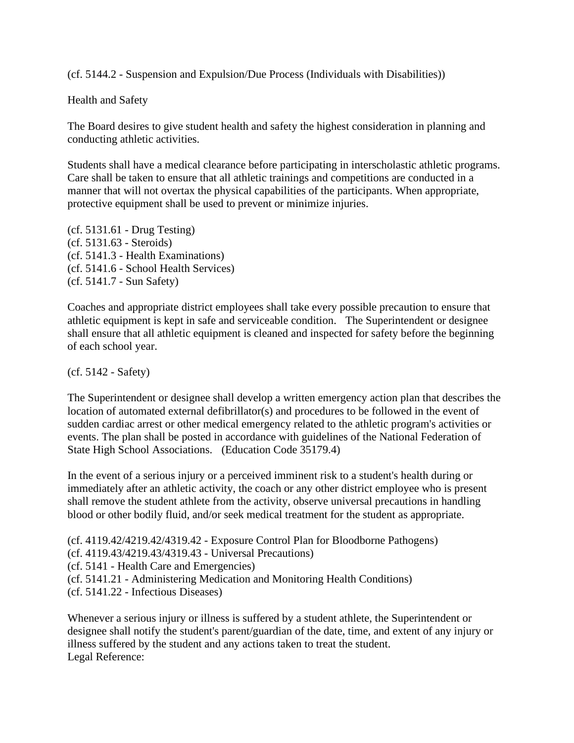(cf. 5144.2 - Suspension and Expulsion/Due Process (Individuals with Disabilities))

## Health and Safety

The Board desires to give student health and safety the highest consideration in planning and conducting athletic activities.

Students shall have a medical clearance before participating in interscholastic athletic programs. Care shall be taken to ensure that all athletic trainings and competitions are conducted in a manner that will not overtax the physical capabilities of the participants. When appropriate, protective equipment shall be used to prevent or minimize injuries.

(cf. 5131.61 - Drug Testing)
(cf. 5131.63 - Steroids)
(cf. 5141.3 - Health Examinations)
(cf. 5141.6 - School Health Services)
(cf. 5141.7 - Sun Safety)

Coaches and appropriate district employees shall take every possible precaution to ensure that athletic equipment is kept in safe and serviceable condition. The Superintendent or designee shall ensure that all athletic equipment is cleaned and inspected for safety before the beginning of each school year.

(cf. 5142 - Safety)

The Superintendent or designee shall develop a written emergency action plan that describes the location of automated external defibrillator(s) and procedures to be followed in the event of sudden cardiac arrest or other medical emergency related to the athletic program's activities or events. The plan shall be posted in accordance with guidelines of the National Federation of State High School Associations. (Education Code 35179.4)

In the event of a serious injury or a perceived imminent risk to a student's health during or immediately after an athletic activity, the coach or any other district employee who is present shall remove the student athlete from the activity, observe universal precautions in handling blood or other bodily fluid, and/or seek medical treatment for the student as appropriate.

(cf. 4119.42/4219.42/4319.42 - Exposure Control Plan for Bloodborne Pathogens)
(cf. 4119.43/4219.43/4319.43 - Universal Precautions)
(cf. 5141 - Health Care and Emergencies)
(cf. 5141.21 - Administering Medication and Monitoring Health Conditions)
(cf. 5141.22 - Infectious Diseases)

Whenever a serious injury or illness is suffered by a student athlete, the Superintendent or designee shall notify the student's parent/guardian of the date, time, and extent of any injury or illness suffered by the student and any actions taken to treat the student.
Legal Reference: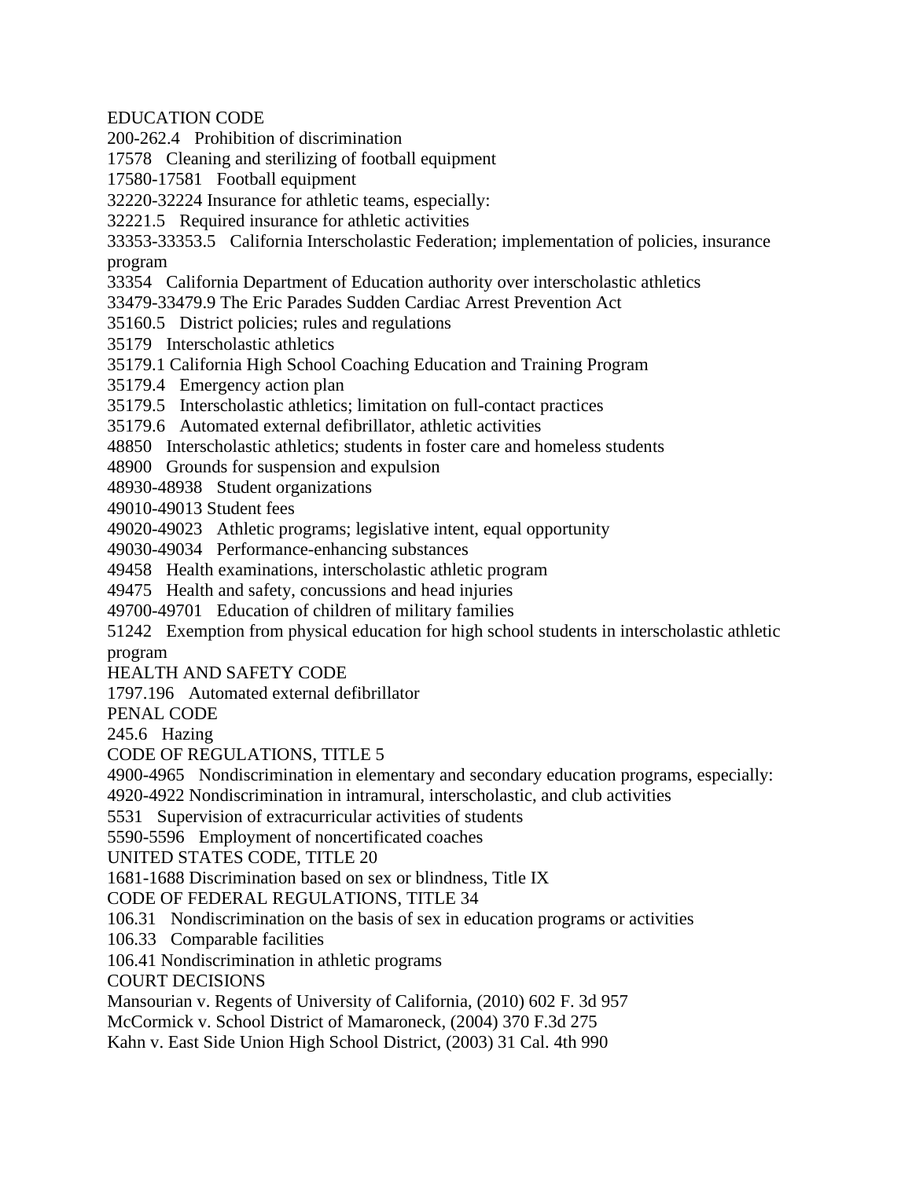EDUCATION CODE

200-262.4 Prohibition of discrimination

17578 Cleaning and sterilizing of football equipment

17580-17581 Football equipment

32220-32224 Insurance for athletic teams, especially:

32221.5 Required insurance for athletic activities

33353-33353.5 California Interscholastic Federation; implementation of policies, insurance program

33354 California Department of Education authority over interscholastic athletics

33479-33479.9 The Eric Parades Sudden Cardiac Arrest Prevention Act

35160.5 District policies; rules and regulations

35179 Interscholastic athletics

35179.1 California High School Coaching Education and Training Program

35179.4 Emergency action plan

35179.5 Interscholastic athletics; limitation on full-contact practices

35179.6 Automated external defibrillator, athletic activities

48850 Interscholastic athletics; students in foster care and homeless students

48900 Grounds for suspension and expulsion

48930-48938 Student organizations

49010-49013 Student fees

49020-49023 Athletic programs; legislative intent, equal opportunity

49030-49034 Performance-enhancing substances

49458 Health examinations, interscholastic athletic program

49475 Health and safety, concussions and head injuries

49700-49701 Education of children of military families

51242 Exemption from physical education for high school students in interscholastic athletic program

HEALTH AND SAFETY CODE

1797.196 Automated external defibrillator

PENAL CODE

245.6 Hazing

CODE OF REGULATIONS, TITLE 5

4900-4965 Nondiscrimination in elementary and secondary education programs, especially:

4920-4922 Nondiscrimination in intramural, interscholastic, and club activities

5531 Supervision of extracurricular activities of students

5590-5596 Employment of noncertificated coaches

UNITED STATES CODE, TITLE 20

1681-1688 Discrimination based on sex or blindness, Title IX

CODE OF FEDERAL REGULATIONS, TITLE 34

106.31 Nondiscrimination on the basis of sex in education programs or activities

106.33 Comparable facilities

106.41 Nondiscrimination in athletic programs

COURT DECISIONS

Mansourian v. Regents of University of California, (2010) 602 F. 3d 957

McCormick v. School District of Mamaroneck, (2004) 370 F.3d 275

Kahn v. East Side Union High School District, (2003) 31 Cal. 4th 990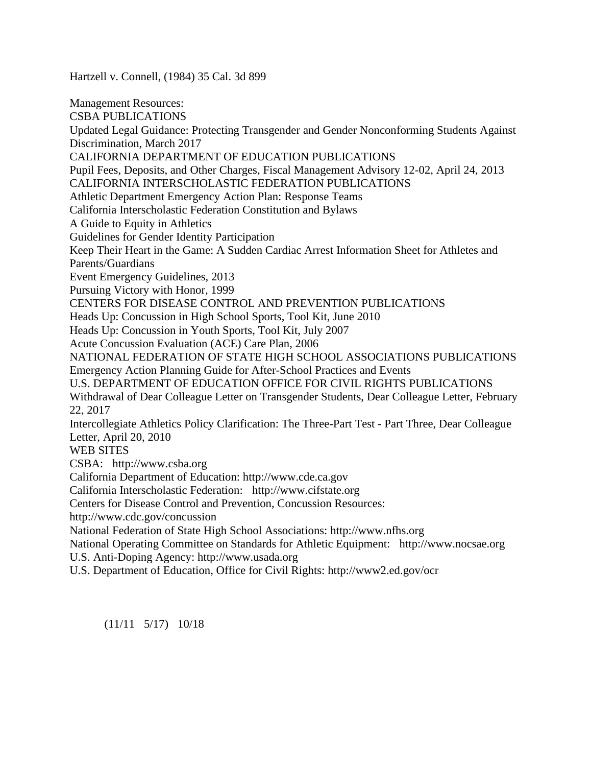Hartzell v. Connell, (1984) 35 Cal. 3d 899

Management Resources:

CSBA PUBLICATIONS

Updated Legal Guidance: Protecting Transgender and Gender Nonconforming Students Against Discrimination, March 2017

CALIFORNIA DEPARTMENT OF EDUCATION PUBLICATIONS

Pupil Fees, Deposits, and Other Charges, Fiscal Management Advisory 12-02, April 24, 2013

CALIFORNIA INTERSCHOLASTIC FEDERATION PUBLICATIONS

Athletic Department Emergency Action Plan: Response Teams

California Interscholastic Federation Constitution and Bylaws

A Guide to Equity in Athletics

Guidelines for Gender Identity Participation

Keep Their Heart in the Game: A Sudden Cardiac Arrest Information Sheet for Athletes and Parents/Guardians

Event Emergency Guidelines, 2013

Pursuing Victory with Honor, 1999

CENTERS FOR DISEASE CONTROL AND PREVENTION PUBLICATIONS

Heads Up: Concussion in High School Sports, Tool Kit, June 2010

Heads Up: Concussion in Youth Sports, Tool Kit, July 2007

Acute Concussion Evaluation (ACE) Care Plan, 2006

NATIONAL FEDERATION OF STATE HIGH SCHOOL ASSOCIATIONS PUBLICATIONS

Emergency Action Planning Guide for After-School Practices and Events

U.S. DEPARTMENT OF EDUCATION OFFICE FOR CIVIL RIGHTS PUBLICATIONS

Withdrawal of Dear Colleague Letter on Transgender Students, Dear Colleague Letter, February 22, 2017

Intercollegiate Athletics Policy Clarification: The Three-Part Test - Part Three, Dear Colleague Letter, April 20, 2010

WEB SITES

CSBA: http://www.csba.org

California Department of Education: http://www.cde.ca.gov

California Interscholastic Federation: http://www.cifstate.org

Centers for Disease Control and Prevention, Concussion Resources: http://www.cdc.gov/concussion

National Federation of State High School Associations: http://www.nfhs.org

National Operating Committee on Standards for Athletic Equipment: http://www.nocsae.org

U.S. Anti-Doping Agency: http://www.usada.org

U.S. Department of Education, Office for Civil Rights: http://www2.ed.gov/ocr

(11/11 5/17) 10/18